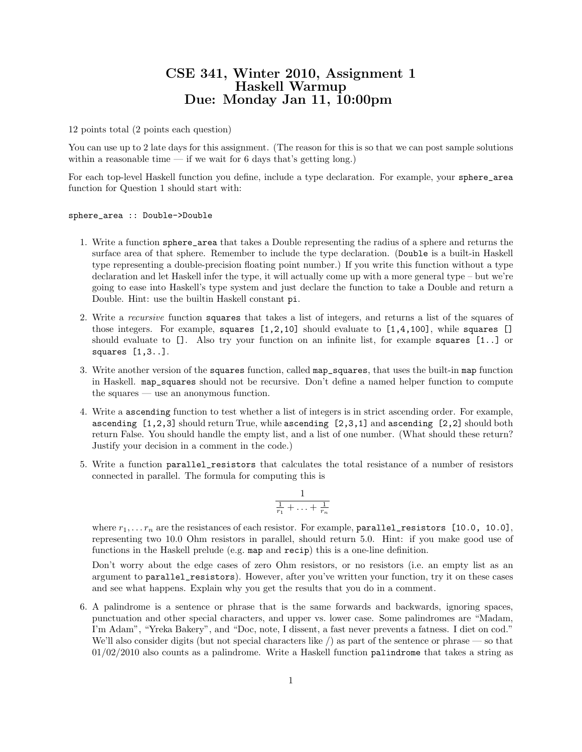# CSE 341, Winter 2010, Assignment 1
# Haskell Warmup
# Due: Monday Jan 11, 10:00pm

12 points total (2 points each question)

You can use up to 2 late days for this assignment. (The reason for this is so that we can post sample solutions within a reasonable time — if we wait for 6 days that's getting long.)

For each top-level Haskell function you define, include a type declaration. For example, your `sphere_area` function for Question 1 should start with:

```
sphere_area :: Double->Double
```

1. Write a function `sphere_area` that takes a Double representing the radius of a sphere and returns the surface area of that sphere. Remember to include the type declaration. (`Double` is a built-in Haskell type representing a double-precision floating point number.) If you write this function without a type declaration and let Haskell infer the type, it will actually come up with a more general type – but we're going to ease into Haskell's type system and just declare the function to take a Double and return a Double. Hint: use the builtin Haskell constant `pi`.

2. Write a *recursive* function `squares` that takes a list of integers, and returns a list of the squares of those integers. For example, `squares [1,2,10]` should evaluate to `[1,4,100]`, while `squares []` should evaluate to `[]`. Also try your function on an infinite list, for example `squares [1..]` or `squares [1,3..]`.

3. Write another version of the `squares` function, called `map_squares`, that uses the built-in `map` function in Haskell. `map_squares` should not be recursive. Don't define a named helper function to compute the squares — use an anonymous function.

4. Write a `ascending` function to test whether a list of integers is in strict ascending order. For example, `ascending [1,2,3]` should return True, while `ascending [2,3,1]` and `ascending [2,2]` should both return False. You should handle the empty list, and a list of one number. (What should these return? Justify your decision in a comment in the code.)

5. Write a function `parallel_resistors` that calculates the total resistance of a number of resistors connected in parallel. The formula for computing this is

$$\frac{1}{\frac{1}{r_1} + \ldots + \frac{1}{r_n}}$$

   where $r_1, \ldots r_n$ are the resistances of each resistor. For example, `parallel_resistors [10.0, 10.0]`, representing two 10.0 Ohm resistors in parallel, should return 5.0. Hint: if you make good use of functions in the Haskell prelude (e.g. `map` and `recip`) this is a one-line definition.

   Don't worry about the edge cases of zero Ohm resistors, or no resistors (i.e. an empty list as an argument to `parallel_resistors`). However, after you've written your function, try it on these cases and see what happens. Explain why you get the results that you do in a comment.

6. A palindrome is a sentence or phrase that is the same forwards and backwards, ignoring spaces, punctuation and other special characters, and upper vs. lower case. Some palindromes are "Madam, I'm Adam", "Yreka Bakery", and "Doc, note, I dissent, a fast never prevents a fatness. I diet on cod." We'll also consider digits (but not special characters like /) as part of the sentence or phrase — so that 01/02/2010 also counts as a palindrome. Write a Haskell function `palindrome` that takes a string as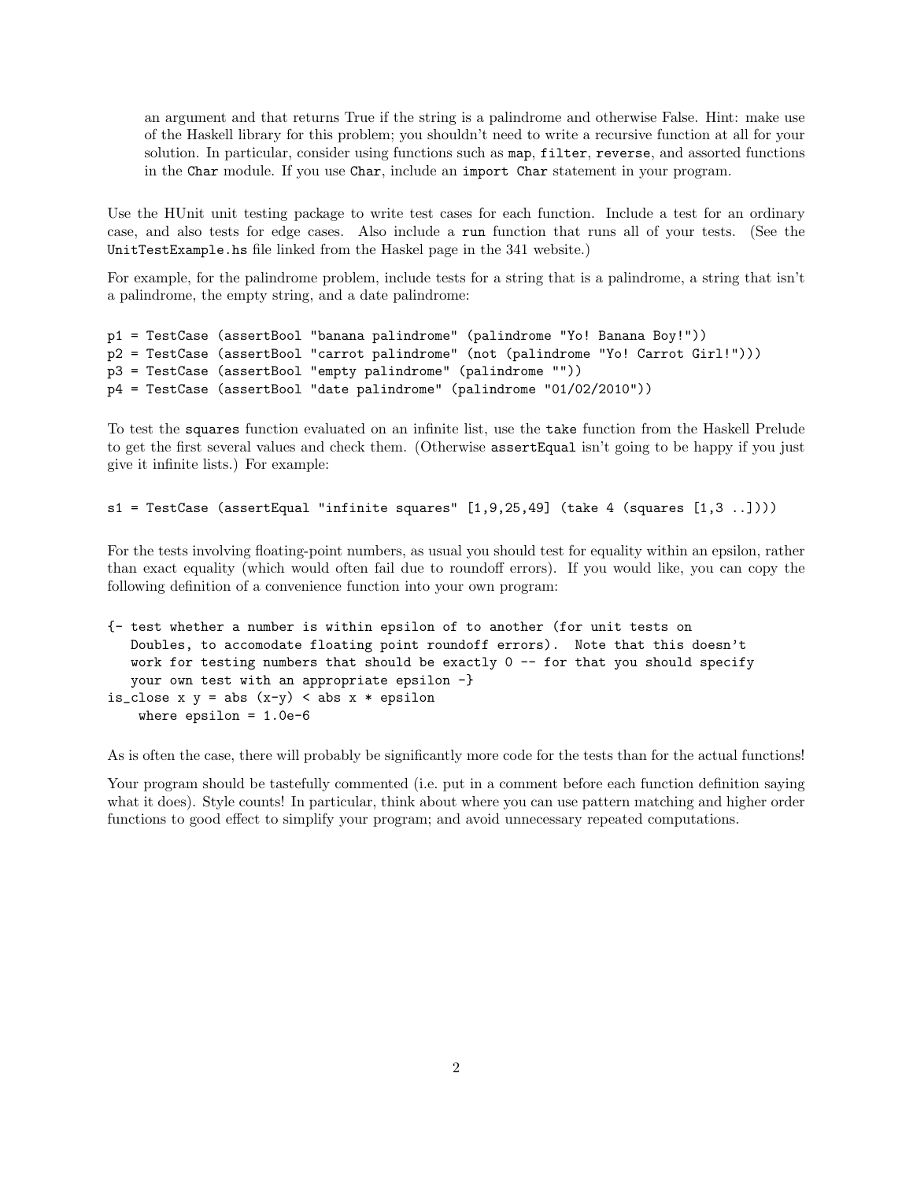an argument and that returns True if the string is a palindrome and otherwise False. Hint: make use of the Haskell library for this problem; you shouldn't need to write a recursive function at all for your solution. In particular, consider using functions such as `map`, `filter`, `reverse`, and assorted functions in the `Char` module. If you use `Char`, include an `import Char` statement in your program.

Use the HUnit unit testing package to write test cases for each function. Include a test for an ordinary case, and also tests for edge cases. Also include a `run` function that runs all of your tests. (See the `UnitTestExample.hs` file linked from the Haskel page in the 341 website.)

For example, for the palindrome problem, include tests for a string that is a palindrome, a string that isn't a palindrome, the empty string, and a date palindrome:

```
p1 = TestCase (assertBool "banana palindrome" (palindrome "Yo! Banana Boy!"))
p2 = TestCase (assertBool "carrot palindrome" (not (palindrome "Yo! Carrot Girl!")))
p3 = TestCase (assertBool "empty palindrome" (palindrome ""))
p4 = TestCase (assertBool "date palindrome" (palindrome "01/02/2010"))
```

To test the `squares` function evaluated on an infinite list, use the `take` function from the Haskell Prelude to get the first several values and check them. (Otherwise `assertEqual` isn't going to be happy if you just give it infinite lists.) For example:

```
s1 = TestCase (assertEqual "infinite squares" [1,9,25,49] (take 4 (squares [1,3 ..])))
```

For the tests involving floating-point numbers, as usual you should test for equality within an epsilon, rather than exact equality (which would often fail due to roundoff errors). If you would like, you can copy the following definition of a convenience function into your own program:

```
{- test whether a number is within epsilon of to another (for unit tests on
   Doubles, to accomodate floating point roundoff errors).  Note that this doesn't
   work for testing numbers that should be exactly 0 -- for that you should specify
   your own test with an appropriate epsilon -}
is_close x y = abs (x-y) < abs x * epsilon
    where epsilon = 1.0e-6
```

As is often the case, there will probably be significantly more code for the tests than for the actual functions!

Your program should be tastefully commented (i.e. put in a comment before each function definition saying what it does). Style counts! In particular, think about where you can use pattern matching and higher order functions to good effect to simplify your program; and avoid unnecessary repeated computations.